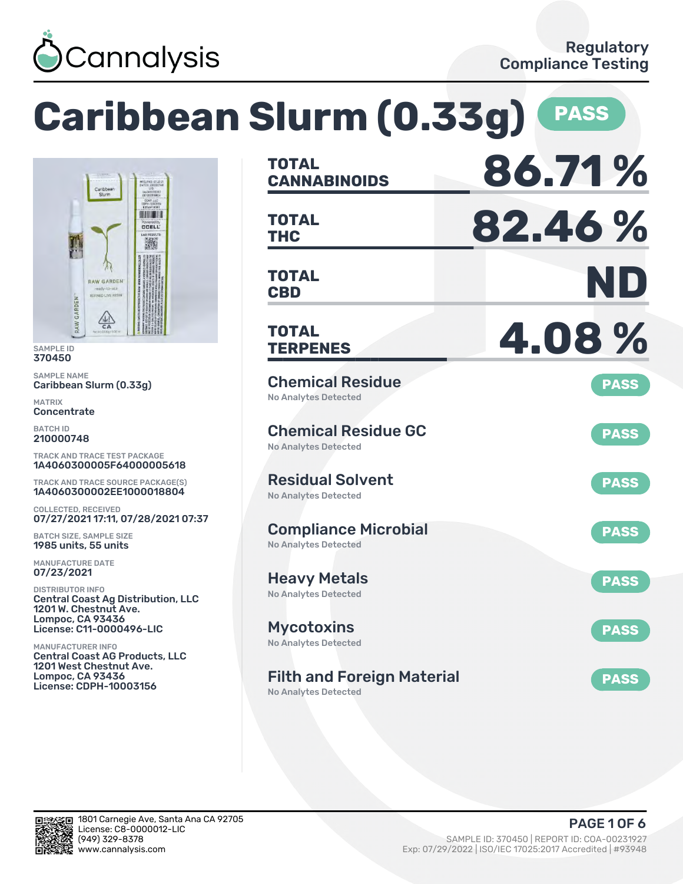Cannalysis

Regulatory Compliance Testing

# Caribbean Slurm (0.33g) PASS

SAMPLE ID
370450

SAMPLE NAME
Caribbean Slurm (0.33g)

MATRIX
Concentrate

BATCH ID
210000748

TRACK AND TRACE TEST PACKAGE
1A4060300005F64000005618

TRACK AND TRACE SOURCE PACKAGE(S)
1A4060300002EE1000018804

COLLECTED, RECEIVED
07/27/2021 17:11, 07/28/2021 07:37

BATCH SIZE, SAMPLE SIZE
1985 units, 55 units

MANUFACTURE DATE
07/23/2021

DISTRIBUTOR INFO
Central Coast Ag Distribution, LLC
1201 W. Chestnut Ave.
Lompoc, CA 93436
License: C11-0000496-LIC

MANUFACTURER INFO
Central Coast AG Products, LLC
1201 West Chestnut Ave.
Lompoc, CA 93436
License: CDPH-10003156

| | |
|---|---|
| **TOTAL CANNABINOIDS** | **86.71 %** |
| **TOTAL THC** | **82.46 %** |
| **TOTAL CBD** | **ND** |
| **TOTAL TERPENES** | **4.08 %** |

## Chemical Residue — PASS
No Analytes Detected

## Chemical Residue GC — PASS
No Analytes Detected

## Residual Solvent — PASS
No Analytes Detected

## Compliance Microbial — PASS
No Analytes Detected

## Heavy Metals — PASS
No Analytes Detected

## Mycotoxins — PASS
No Analytes Detected

## Filth and Foreign Material — PASS
No Analytes Detected

1801 Carnegie Ave, Santa Ana CA 92705
License: C8-0000012-LIC
(949) 329-8378
www.cannalysis.com

SAMPLE ID: 370450 | REPORT ID: COA-00231927
Exp: 07/29/2022 | ISO/IEC 17025:2017 Accredited | #93948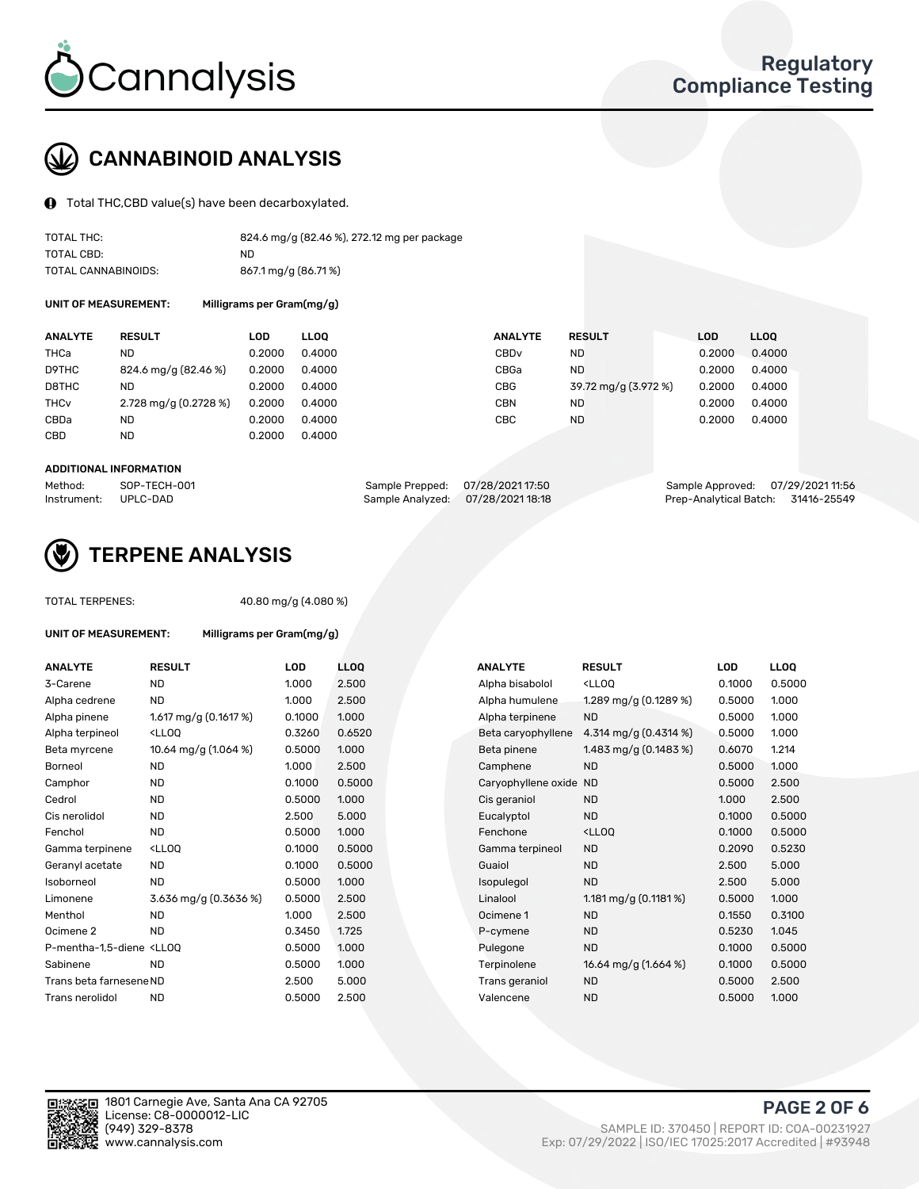# CANNABINOID ANALYSIS

Total THC,CBD value(s) have been decarboxylated.

| | |
|---|---|
| TOTAL THC: | 824.6 mg/g (82.46 %), 272.12 mg per package |
| TOTAL CBD: | ND |
| TOTAL CANNABINOIDS: | 867.1 mg/g (86.71 %) |

**UNIT OF MEASUREMENT:** Milligrams per Gram(mg/g)

| ANALYTE | RESULT | LOD | LLOQ | ANALYTE | RESULT | LOD | LLOQ |
|---|---|---|---|---|---|---|---|
| THCa | ND | 0.2000 | 0.4000 | CBDv | ND | 0.2000 | 0.4000 |
| D9THC | 824.6 mg/g (82.46 %) | 0.2000 | 0.4000 | CBGa | ND | 0.2000 | 0.4000 |
| D8THC | ND | 0.2000 | 0.4000 | CBG | 39.72 mg/g (3.972 %) | 0.2000 | 0.4000 |
| THCv | 2.728 mg/g (0.2728 %) | 0.2000 | 0.4000 | CBN | ND | 0.2000 | 0.4000 |
| CBDa | ND | 0.2000 | 0.4000 | CBC | ND | 0.2000 | 0.4000 |
| CBD | ND | 0.2000 | 0.4000 | | | | |

**ADDITIONAL INFORMATION**

| | | | | | |
|---|---|---|---|---|---|
| Method: | SOP-TECH-001 | Sample Prepped: | 07/28/2021 17:50 | Sample Approved: | 07/29/2021 11:56 |
| Instrument: | UPLC-DAD | Sample Analyzed: | 07/28/2021 18:18 | Prep-Analytical Batch: | 31416-25549 |

# TERPENE ANALYSIS

TOTAL TERPENES: 40.80 mg/g (4.080 %)

**UNIT OF MEASUREMENT:** Milligrams per Gram(mg/g)

| ANALYTE | RESULT | LOD | LLOQ | ANALYTE | RESULT | LOD | LLOQ |
|---|---|---|---|---|---|---|---|
| 3-Carene | ND | 1.000 | 2.500 | Alpha bisabolol | <LLOQ | 0.1000 | 0.5000 |
| Alpha cedrene | ND | 1.000 | 2.500 | Alpha humulene | 1.289 mg/g (0.1289 %) | 0.5000 | 1.000 |
| Alpha pinene | 1.617 mg/g (0.1617 %) | 0.1000 | 1.000 | Alpha terpinene | ND | 0.5000 | 1.000 |
| Alpha terpineol | <LLOQ | 0.3260 | 0.6520 | Beta caryophyllene | 4.314 mg/g (0.4314 %) | 0.5000 | 1.000 |
| Beta myrcene | 10.64 mg/g (1.064 %) | 0.5000 | 1.000 | Beta pinene | 1.483 mg/g (0.1483 %) | 0.6070 | 1.214 |
| Borneol | ND | 1.000 | 2.500 | Camphene | ND | 0.5000 | 1.000 |
| Camphor | ND | 0.1000 | 0.5000 | Caryophyllene oxide | ND | 0.5000 | 2.500 |
| Cedrol | ND | 0.5000 | 1.000 | Cis geraniol | ND | 1.000 | 2.500 |
| Cis nerolidol | ND | 2.500 | 5.000 | Eucalyptol | ND | 0.1000 | 0.5000 |
| Fenchol | ND | 0.5000 | 1.000 | Fenchone | <LLOQ | 0.1000 | 0.5000 |
| Gamma terpinene | <LLOQ | 0.1000 | 0.5000 | Gamma terpineol | ND | 0.2090 | 0.5230 |
| Geranyl acetate | ND | 0.1000 | 0.5000 | Guaiol | ND | 2.500 | 5.000 |
| Isoborneol | ND | 0.5000 | 1.000 | Isopulegol | ND | 2.500 | 5.000 |
| Limonene | 3.636 mg/g (0.3636 %) | 0.5000 | 2.500 | Linalool | 1.181 mg/g (0.1181 %) | 0.5000 | 1.000 |
| Menthol | ND | 1.000 | 2.500 | Ocimene 1 | ND | 0.1550 | 0.3100 |
| Ocimene 2 | ND | 0.3450 | 1.725 | P-cymene | ND | 0.5230 | 1.045 |
| P-mentha-1,5-diene | <LLOQ | 0.5000 | 1.000 | Pulegone | ND | 0.1000 | 0.5000 |
| Sabinene | ND | 0.5000 | 1.000 | Terpinolene | 16.64 mg/g (1.664 %) | 0.1000 | 0.5000 |
| Trans beta farnesene | ND | 2.500 | 5.000 | Trans geraniol | ND | 0.5000 | 2.500 |
| Trans nerolidol | ND | 0.5000 | 2.500 | Valencene | ND | 0.5000 | 1.000 |

1801 Carnegie Ave, Santa Ana CA 92705
License: C8-0000012-LIC
(949) 329-8378
www.cannalysis.com

SAMPLE ID: 370450 | REPORT ID: COA-00231927
Exp: 07/29/2022 | ISO/IEC 17025:2017 Accredited | #93948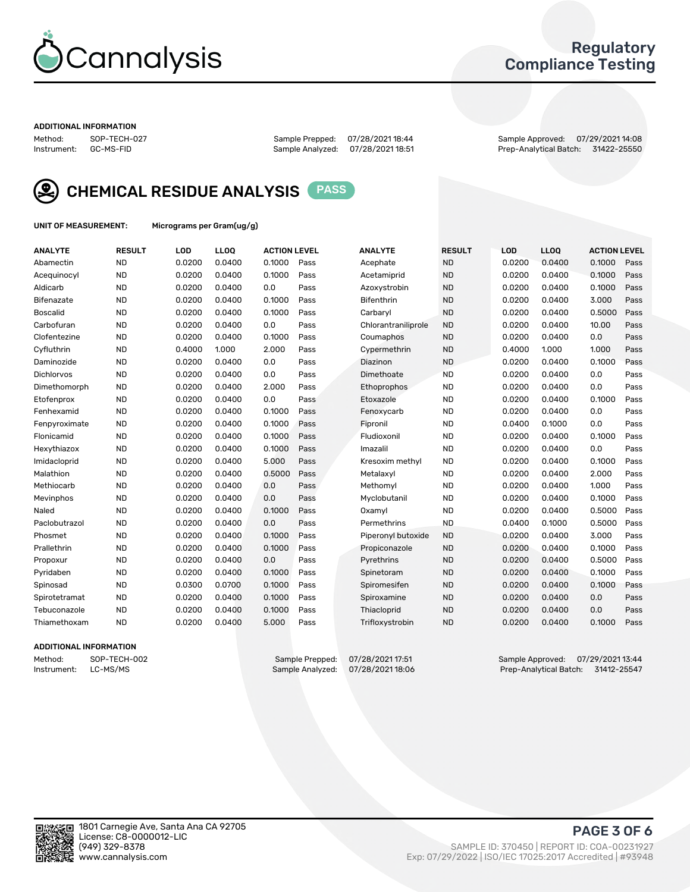# Cannalysis

## Regulatory Compliance Testing

**ADDITIONAL INFORMATION**

Method: SOP-TECH-027 | Sample Prepped: 07/28/2021 18:44 | Sample Approved: 07/29/2021 14:08
Instrument: GC-MS-FID | Sample Analyzed: 07/28/2021 18:51 | Prep-Analytical Batch: 31422-25550

## CHEMICAL RESIDUE ANALYSIS PASS

**UNIT OF MEASUREMENT:** Micrograms per Gram(ug/g)

| ANALYTE | RESULT | LOD | LLOQ | ACTION LEVEL | | ANALYTE | RESULT | LOD | LLOQ | ACTION LEVEL | |
|---|---|---|---|---|---|---|---|---|---|---|---|
| Abamectin | ND | 0.0200 | 0.0400 | 0.1000 | Pass | Acephate | ND | 0.0200 | 0.0400 | 0.1000 | Pass |
| Acequinocyl | ND | 0.0200 | 0.0400 | 0.1000 | Pass | Acetamiprid | ND | 0.0200 | 0.0400 | 0.1000 | Pass |
| Aldicarb | ND | 0.0200 | 0.0400 | 0.0 | Pass | Azoxystrobin | ND | 0.0200 | 0.0400 | 0.1000 | Pass |
| Bifenazate | ND | 0.0200 | 0.0400 | 0.1000 | Pass | Bifenthrin | ND | 0.0200 | 0.0400 | 3.000 | Pass |
| Boscalid | ND | 0.0200 | 0.0400 | 0.1000 | Pass | Carbaryl | ND | 0.0200 | 0.0400 | 0.5000 | Pass |
| Carbofuran | ND | 0.0200 | 0.0400 | 0.0 | Pass | Chlorantraniliprole | ND | 0.0200 | 0.0400 | 10.00 | Pass |
| Clofentezine | ND | 0.0200 | 0.0400 | 0.1000 | Pass | Coumaphos | ND | 0.0200 | 0.0400 | 0.0 | Pass |
| Cyfluthrin | ND | 0.4000 | 1.000 | 2.000 | Pass | Cypermethrin | ND | 0.4000 | 1.000 | 1.000 | Pass |
| Daminozide | ND | 0.0200 | 0.0400 | 0.0 | Pass | Diazinon | ND | 0.0200 | 0.0400 | 0.1000 | Pass |
| Dichlorvos | ND | 0.0200 | 0.0400 | 0.0 | Pass | Dimethoate | ND | 0.0200 | 0.0400 | 0.0 | Pass |
| Dimethomorph | ND | 0.0200 | 0.0400 | 2.000 | Pass | Ethoprophos | ND | 0.0200 | 0.0400 | 0.0 | Pass |
| Etofenprox | ND | 0.0200 | 0.0400 | 0.0 | Pass | Etoxazole | ND | 0.0200 | 0.0400 | 0.1000 | Pass |
| Fenhexamid | ND | 0.0200 | 0.0400 | 0.1000 | Pass | Fenoxycarb | ND | 0.0200 | 0.0400 | 0.0 | Pass |
| Fenpyroximate | ND | 0.0200 | 0.0400 | 0.1000 | Pass | Fipronil | ND | 0.0400 | 0.1000 | 0.0 | Pass |
| Flonicamid | ND | 0.0200 | 0.0400 | 0.1000 | Pass | Fludioxonil | ND | 0.0200 | 0.0400 | 0.1000 | Pass |
| Hexythiazox | ND | 0.0200 | 0.0400 | 0.1000 | Pass | Imazalil | ND | 0.0200 | 0.0400 | 0.0 | Pass |
| Imidacloprid | ND | 0.0200 | 0.0400 | 5.000 | Pass | Kresoxim methyl | ND | 0.0200 | 0.0400 | 0.1000 | Pass |
| Malathion | ND | 0.0200 | 0.0400 | 0.5000 | Pass | Metalaxyl | ND | 0.0200 | 0.0400 | 2.000 | Pass |
| Methiocarb | ND | 0.0200 | 0.0400 | 0.0 | Pass | Methomyl | ND | 0.0200 | 0.0400 | 1.000 | Pass |
| Mevinphos | ND | 0.0200 | 0.0400 | 0.0 | Pass | Myclobutanil | ND | 0.0200 | 0.0400 | 0.1000 | Pass |
| Naled | ND | 0.0200 | 0.0400 | 0.1000 | Pass | Oxamyl | ND | 0.0200 | 0.0400 | 0.5000 | Pass |
| Paclobutrazol | ND | 0.0200 | 0.0400 | 0.0 | Pass | Permethrins | ND | 0.0400 | 0.1000 | 0.5000 | Pass |
| Phosmet | ND | 0.0200 | 0.0400 | 0.1000 | Pass | Piperonyl butoxide | ND | 0.0200 | 0.0400 | 3.000 | Pass |
| Prallethrin | ND | 0.0200 | 0.0400 | 0.1000 | Pass | Propiconazole | ND | 0.0200 | 0.0400 | 0.1000 | Pass |
| Propoxur | ND | 0.0200 | 0.0400 | 0.0 | Pass | Pyrethrins | ND | 0.0200 | 0.0400 | 0.5000 | Pass |
| Pyridaben | ND | 0.0200 | 0.0400 | 0.1000 | Pass | Spinetoram | ND | 0.0200 | 0.0400 | 0.1000 | Pass |
| Spinosad | ND | 0.0300 | 0.0700 | 0.1000 | Pass | Spiromesifen | ND | 0.0200 | 0.0400 | 0.1000 | Pass |
| Spirotetramat | ND | 0.0200 | 0.0400 | 0.1000 | Pass | Spiroxamine | ND | 0.0200 | 0.0400 | 0.0 | Pass |
| Tebuconazole | ND | 0.0200 | 0.0400 | 0.1000 | Pass | Thiacloprid | ND | 0.0200 | 0.0400 | 0.0 | Pass |
| Thiamethoxam | ND | 0.0200 | 0.0400 | 5.000 | Pass | Trifloxystrobin | ND | 0.0200 | 0.0400 | 0.1000 | Pass |

**ADDITIONAL INFORMATION**

Method: SOP-TECH-002 | Sample Prepped: 07/28/2021 17:51 | Sample Approved: 07/29/2021 13:44
Instrument: LC-MS/MS | Sample Analyzed: 07/28/2021 18:06 | Prep-Analytical Batch: 31412-25547

1801 Carnegie Ave, Santa Ana CA 92705
License: C8-0000012-LIC
(949) 329-8378
www.cannalysis.com

SAMPLE ID: 370450 | REPORT ID: COA-00231927
Exp: 07/29/2022 | ISO/IEC 17025:2017 Accredited | #93948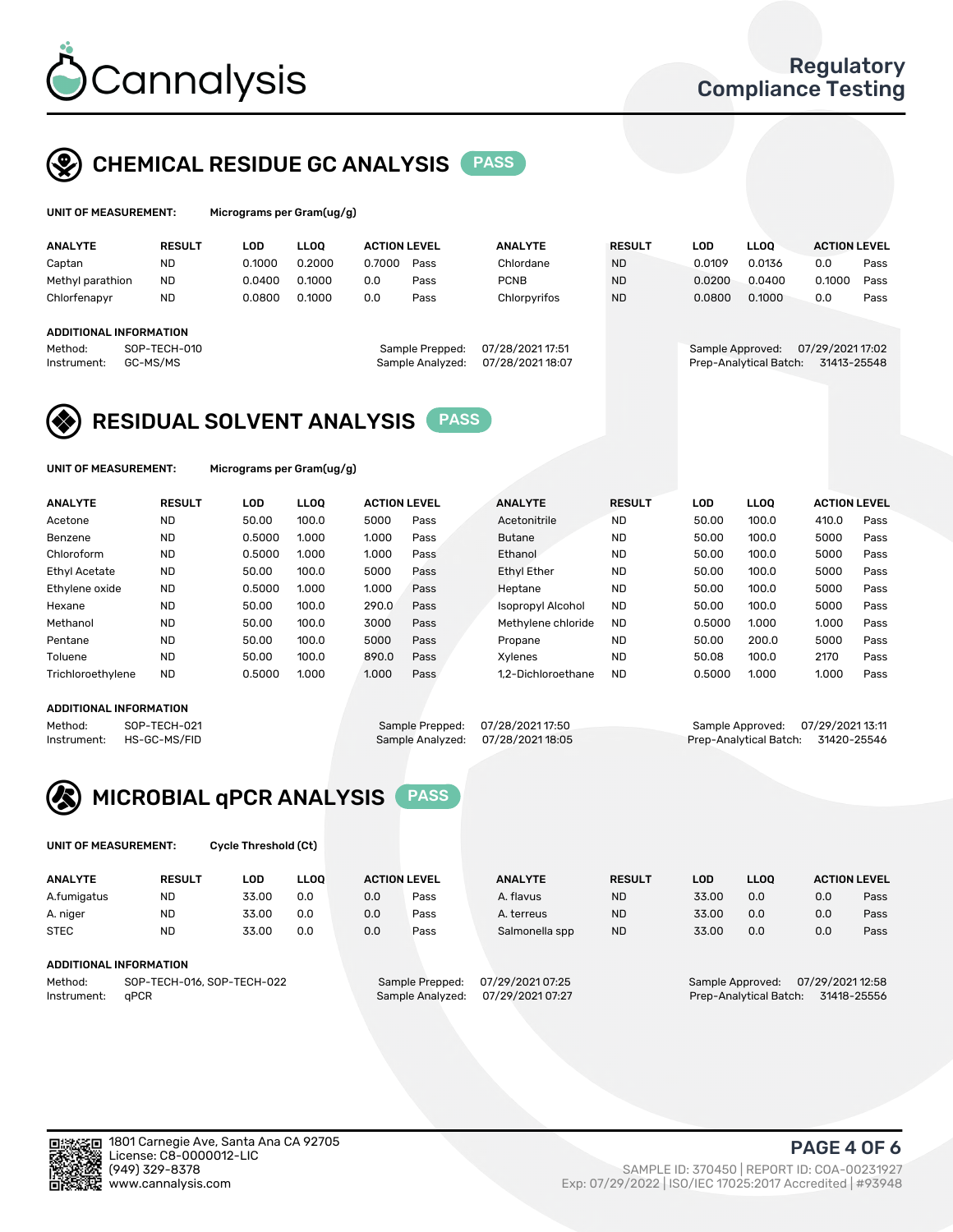# Cannalysis

Regulatory Compliance Testing

## CHEMICAL RESIDUE GC ANALYSIS PASS

**UNIT OF MEASUREMENT:** Micrograms per Gram(ug/g)

| ANALYTE | RESULT | LOD | LLOQ | ACTION LEVEL | | ANALYTE | RESULT | LOD | LLOQ | ACTION LEVEL | |
|---|---|---|---|---|---|---|---|---|---|---|---|
| Captan | ND | 0.1000 | 0.2000 | 0.7000 | Pass | Chlordane | ND | 0.0109 | 0.0136 | 0.0 | Pass |
| Methyl parathion | ND | 0.0400 | 0.1000 | 0.0 | Pass | PCNB | ND | 0.0200 | 0.0400 | 0.1000 | Pass |
| Chlorfenapyr | ND | 0.0800 | 0.1000 | 0.0 | Pass | Chlorpyrifos | ND | 0.0800 | 0.1000 | 0.0 | Pass |

**ADDITIONAL INFORMATION**

Method: SOP-TECH-010
Instrument: GC-MS/MS

Sample Prepped: 07/28/2021 17:51
Sample Analyzed: 07/28/2021 18:07

Sample Approved: 07/29/2021 17:02
Prep-Analytical Batch: 31413-25548

## RESIDUAL SOLVENT ANALYSIS PASS

**UNIT OF MEASUREMENT:** Micrograms per Gram(ug/g)

| ANALYTE | RESULT | LOD | LLOQ | ACTION LEVEL | | ANALYTE | RESULT | LOD | LLOQ | ACTION LEVEL | |
|---|---|---|---|---|---|---|---|---|---|---|---|
| Acetone | ND | 50.00 | 100.0 | 5000 | Pass | Acetonitrile | ND | 50.00 | 100.0 | 410.0 | Pass |
| Benzene | ND | 0.5000 | 1.000 | 1.000 | Pass | Butane | ND | 50.00 | 100.0 | 5000 | Pass |
| Chloroform | ND | 0.5000 | 1.000 | 1.000 | Pass | Ethanol | ND | 50.00 | 100.0 | 5000 | Pass |
| Ethyl Acetate | ND | 50.00 | 100.0 | 5000 | Pass | Ethyl Ether | ND | 50.00 | 100.0 | 5000 | Pass |
| Ethylene oxide | ND | 0.5000 | 1.000 | 1.000 | Pass | Heptane | ND | 50.00 | 100.0 | 5000 | Pass |
| Hexane | ND | 50.00 | 100.0 | 290.0 | Pass | Isopropyl Alcohol | ND | 50.00 | 100.0 | 5000 | Pass |
| Methanol | ND | 50.00 | 100.0 | 3000 | Pass | Methylene chloride | ND | 0.5000 | 1.000 | 1.000 | Pass |
| Pentane | ND | 50.00 | 100.0 | 5000 | Pass | Propane | ND | 50.00 | 200.0 | 5000 | Pass |
| Toluene | ND | 50.00 | 100.0 | 890.0 | Pass | Xylenes | ND | 50.08 | 100.0 | 2170 | Pass |
| Trichloroethylene | ND | 0.5000 | 1.000 | 1.000 | Pass | 1,2-Dichloroethane | ND | 0.5000 | 1.000 | 1.000 | Pass |

**ADDITIONAL INFORMATION**

Method: SOP-TECH-021
Instrument: HS-GC-MS/FID

Sample Prepped: 07/28/2021 17:50
Sample Analyzed: 07/28/2021 18:05

Sample Approved: 07/29/2021 13:11
Prep-Analytical Batch: 31420-25546

## MICROBIAL qPCR ANALYSIS PASS

**UNIT OF MEASUREMENT:** Cycle Threshold (Ct)

| ANALYTE | RESULT | LOD | LLOQ | ACTION LEVEL | | ANALYTE | RESULT | LOD | LLOQ | ACTION LEVEL | |
|---|---|---|---|---|---|---|---|---|---|---|---|
| A.fumigatus | ND | 33.00 | 0.0 | 0.0 | Pass | A. flavus | ND | 33.00 | 0.0 | 0.0 | Pass |
| A. niger | ND | 33.00 | 0.0 | 0.0 | Pass | A. terreus | ND | 33.00 | 0.0 | 0.0 | Pass |
| STEC | ND | 33.00 | 0.0 | 0.0 | Pass | Salmonella spp | ND | 33.00 | 0.0 | 0.0 | Pass |

**ADDITIONAL INFORMATION**

Method: SOP-TECH-016, SOP-TECH-022
Instrument: qPCR

Sample Prepped: 07/29/2021 07:25
Sample Analyzed: 07/29/2021 07:27

Sample Approved: 07/29/2021 12:58
Prep-Analytical Batch: 31418-25556

1801 Carnegie Ave, Santa Ana CA 92705
License: C8-0000012-LIC
(949) 329-8378
www.cannalysis.com

SAMPLE ID: 370450 | REPORT ID: COA-00231927
Exp: 07/29/2022 | ISO/IEC 17025:2017 Accredited | #93948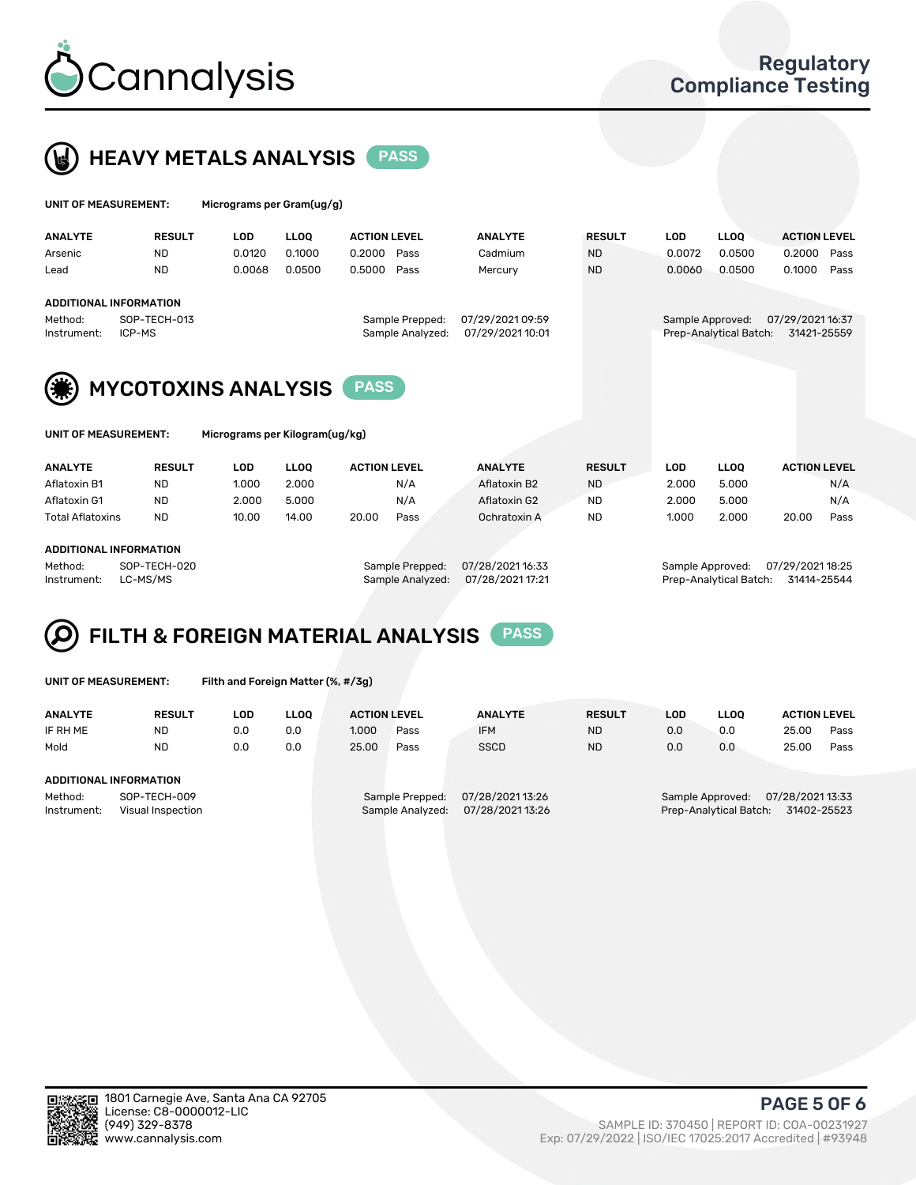# Cannalysis

Regulatory Compliance Testing

## HEAVY METALS ANALYSIS PASS

**UNIT OF MEASUREMENT:** Micrograms per Gram(ug/g)

| ANALYTE | RESULT | LOD | LLOQ | ACTION LEVEL | | ANALYTE | RESULT | LOD | LLOQ | ACTION LEVEL | |
|---|---|---|---|---|---|---|---|---|---|---|---|
| Arsenic | ND | 0.0120 | 0.1000 | 0.2000 | Pass | Cadmium | ND | 0.0072 | 0.0500 | 0.2000 | Pass |
| Lead | ND | 0.0068 | 0.0500 | 0.5000 | Pass | Mercury | ND | 0.0060 | 0.0500 | 0.1000 | Pass |

**ADDITIONAL INFORMATION**

Method: SOP-TECH-013
Instrument: ICP-MS

Sample Prepped: 07/29/2021 09:59
Sample Analyzed: 07/29/2021 10:01

Sample Approved: 07/29/2021 16:37
Prep-Analytical Batch: 31421-25559

## MYCOTOXINS ANALYSIS PASS

**UNIT OF MEASUREMENT:** Micrograms per Kilogram(ug/kg)

| ANALYTE | RESULT | LOD | LLOQ | ACTION LEVEL | | ANALYTE | RESULT | LOD | LLOQ | ACTION LEVEL | |
|---|---|---|---|---|---|---|---|---|---|---|---|
| Aflatoxin B1 | ND | 1.000 | 2.000 | | N/A | Aflatoxin B2 | ND | 2.000 | 5.000 | | N/A |
| Aflatoxin G1 | ND | 2.000 | 5.000 | | N/A | Aflatoxin G2 | ND | 2.000 | 5.000 | | N/A |
| Total Aflatoxins | ND | 10.00 | 14.00 | 20.00 | Pass | Ochratoxin A | ND | 1.000 | 2.000 | 20.00 | Pass |

**ADDITIONAL INFORMATION**

Method: SOP-TECH-020
Instrument: LC-MS/MS

Sample Prepped: 07/28/2021 16:33
Sample Analyzed: 07/28/2021 17:21

Sample Approved: 07/29/2021 18:25
Prep-Analytical Batch: 31414-25544

## FILTH & FOREIGN MATERIAL ANALYSIS PASS

**UNIT OF MEASUREMENT:** Filth and Foreign Matter (%, #/3g)

| ANALYTE | RESULT | LOD | LLOQ | ACTION LEVEL | | ANALYTE | RESULT | LOD | LLOQ | ACTION LEVEL | |
|---|---|---|---|---|---|---|---|---|---|---|---|
| IF RH ME | ND | 0.0 | 0.0 | 1.000 | Pass | IFM | ND | 0.0 | 0.0 | 25.00 | Pass |
| Mold | ND | 0.0 | 0.0 | 25.00 | Pass | SSCD | ND | 0.0 | 0.0 | 25.00 | Pass |

**ADDITIONAL INFORMATION**

Method: SOP-TECH-009
Instrument: Visual Inspection

Sample Prepped: 07/28/2021 13:26
Sample Analyzed: 07/28/2021 13:26

Sample Approved: 07/28/2021 13:33
Prep-Analytical Batch: 31402-25523

1801 Carnegie Ave, Santa Ana CA 92705
License: C8-0000012-LIC
(949) 329-8378
www.cannalysis.com

SAMPLE ID: 370450 | REPORT ID: COA-00231927
Exp: 07/29/2022 | ISO/IEC 17025:2017 Accredited | #93948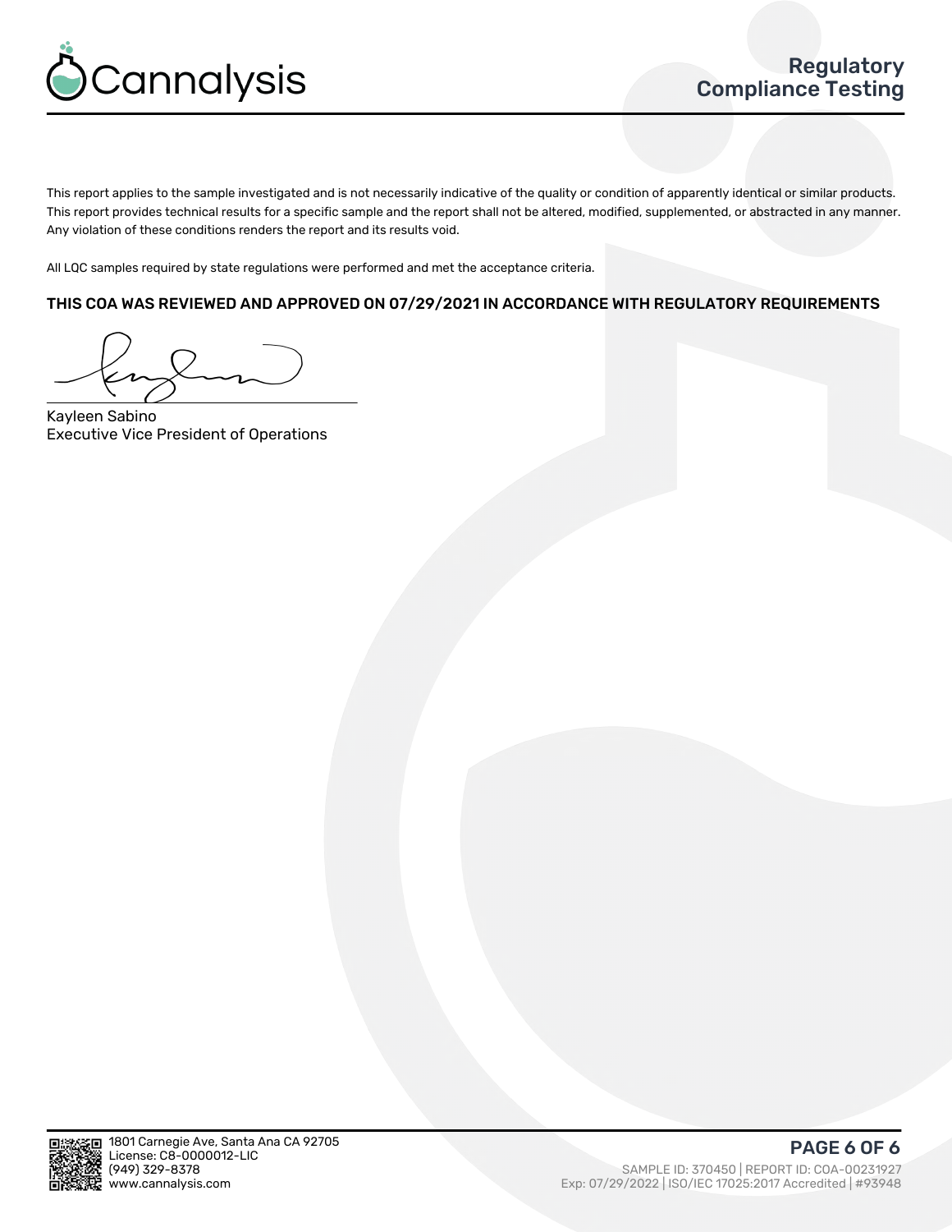This report applies to the sample investigated and is not necessarily indicative of the quality or condition of apparently identical or similar products. This report provides technical results for a specific sample and the report shall not be altered, modified, supplemented, or abstracted in any manner. Any violation of these conditions renders the report and its results void.

All LQC samples required by state regulations were performed and met the acceptance criteria.

**THIS COA WAS REVIEWED AND APPROVED ON 07/29/2021 IN ACCORDANCE WITH REGULATORY REQUIREMENTS**

Kayleen Sabino
Executive Vice President of Operations